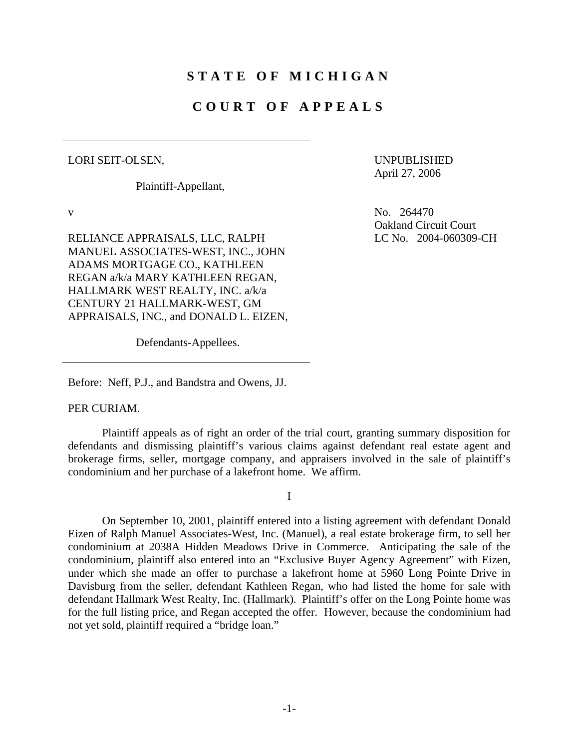# STATE OF MICHIGAN

# COURT OF APPEALS

---

LORI SEIT-OLSEN,

Plaintiff-Appellant,

v

RELIANCE APPRAISALS, LLC, RALPH MANUEL ASSOCIATES-WEST, INC., JOHN ADAMS MORTGAGE CO., KATHLEEN REGAN a/k/a MARY KATHLEEN REGAN, HALLMARK WEST REALTY, INC. a/k/a CENTURY 21 HALLMARK-WEST, GM APPRAISALS, INC., and DONALD L. EIZEN,

Defendants-Appellees.

---

UNPUBLISHED
April 27, 2006

No. 264470
Oakland Circuit Court
LC No. 2004-060309-CH

Before: Neff, P.J., and Bandstra and Owens, JJ.

PER CURIAM.

Plaintiff appeals as of right an order of the trial court, granting summary disposition for defendants and dismissing plaintiff's various claims against defendant real estate agent and brokerage firms, seller, mortgage company, and appraisers involved in the sale of plaintiff's condominium and her purchase of a lakefront home. We affirm.

I

On September 10, 2001, plaintiff entered into a listing agreement with defendant Donald Eizen of Ralph Manuel Associates-West, Inc. (Manuel), a real estate brokerage firm, to sell her condominium at 2038A Hidden Meadows Drive in Commerce. Anticipating the sale of the condominium, plaintiff also entered into an "Exclusive Buyer Agency Agreement" with Eizen, under which she made an offer to purchase a lakefront home at 5960 Long Pointe Drive in Davisburg from the seller, defendant Kathleen Regan, who had listed the home for sale with defendant Hallmark West Realty, Inc. (Hallmark). Plaintiff's offer on the Long Pointe home was for the full listing price, and Regan accepted the offer. However, because the condominium had not yet sold, plaintiff required a "bridge loan."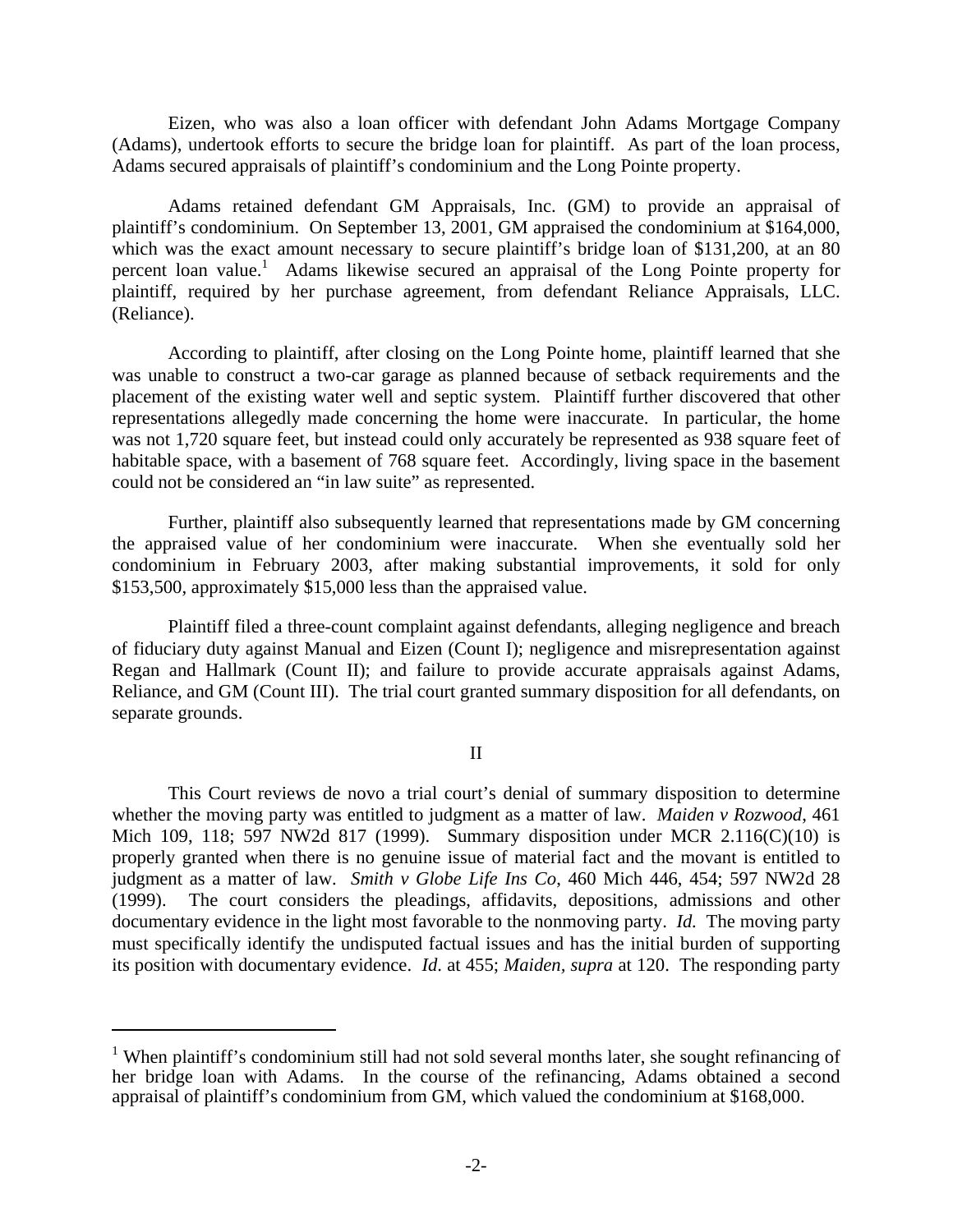Eizen, who was also a loan officer with defendant John Adams Mortgage Company (Adams), undertook efforts to secure the bridge loan for plaintiff. As part of the loan process, Adams secured appraisals of plaintiff's condominium and the Long Pointe property.

Adams retained defendant GM Appraisals, Inc. (GM) to provide an appraisal of plaintiff's condominium. On September 13, 2001, GM appraised the condominium at \$164,000, which was the exact amount necessary to secure plaintiff's bridge loan of \$131,200, at an 80 percent loan value.[1] Adams likewise secured an appraisal of the Long Pointe property for plaintiff, required by her purchase agreement, from defendant Reliance Appraisals, LLC. (Reliance).

According to plaintiff, after closing on the Long Pointe home, plaintiff learned that she was unable to construct a two-car garage as planned because of setback requirements and the placement of the existing water well and septic system. Plaintiff further discovered that other representations allegedly made concerning the home were inaccurate. In particular, the home was not 1,720 square feet, but instead could only accurately be represented as 938 square feet of habitable space, with a basement of 768 square feet. Accordingly, living space in the basement could not be considered an "in law suite" as represented.

Further, plaintiff also subsequently learned that representations made by GM concerning the appraised value of her condominium were inaccurate. When she eventually sold her condominium in February 2003, after making substantial improvements, it sold for only \$153,500, approximately \$15,000 less than the appraised value.

Plaintiff filed a three-count complaint against defendants, alleging negligence and breach of fiduciary duty against Manual and Eizen (Count I); negligence and misrepresentation against Regan and Hallmark (Count II); and failure to provide accurate appraisals against Adams, Reliance, and GM (Count III). The trial court granted summary disposition for all defendants, on separate grounds.

## II

This Court reviews de novo a trial court's denial of summary disposition to determine whether the moving party was entitled to judgment as a matter of law. *Maiden v Rozwood*, 461 Mich 109, 118; 597 NW2d 817 (1999). Summary disposition under MCR 2.116(C)(10) is properly granted when there is no genuine issue of material fact and the movant is entitled to judgment as a matter of law. *Smith v Globe Life Ins Co*, 460 Mich 446, 454; 597 NW2d 28 (1999). The court considers the pleadings, affidavits, depositions, admissions and other documentary evidence in the light most favorable to the nonmoving party. *Id.* The moving party must specifically identify the undisputed factual issues and has the initial burden of supporting its position with documentary evidence. *Id.* at 455; *Maiden, supra* at 120. The responding party

---

[1] When plaintiff's condominium still had not sold several months later, she sought refinancing of her bridge loan with Adams. In the course of the refinancing, Adams obtained a second appraisal of plaintiff's condominium from GM, which valued the condominium at \$168,000.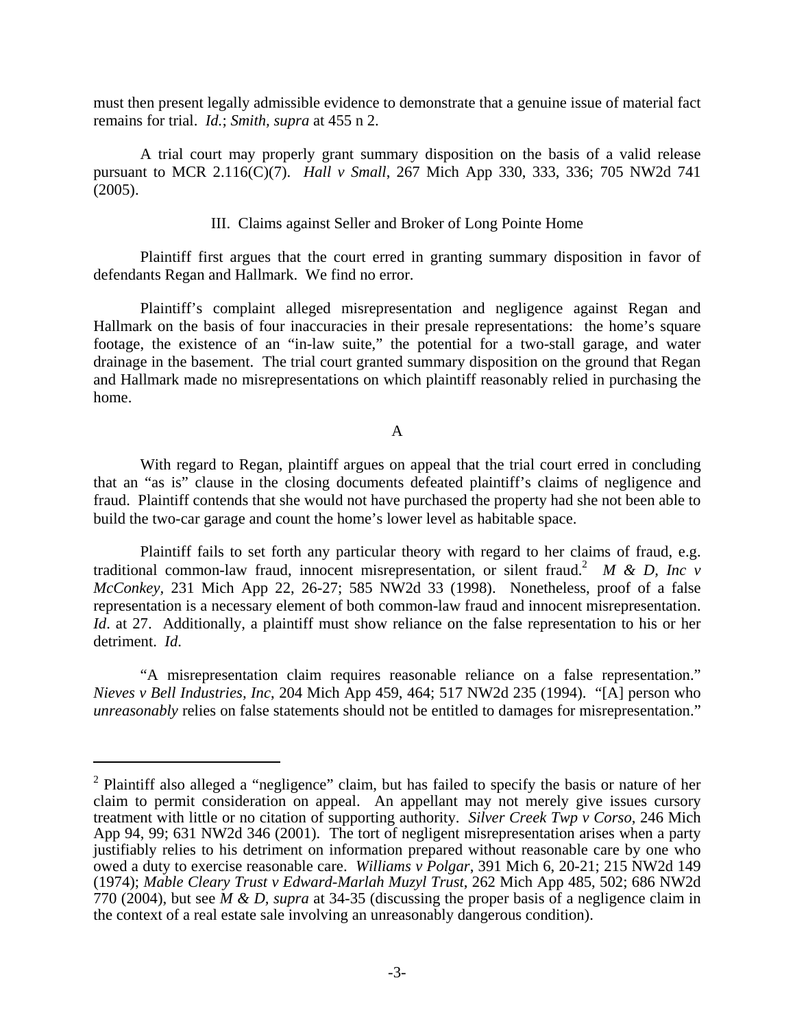must then present legally admissible evidence to demonstrate that a genuine issue of material fact remains for trial. *Id.*; *Smith, supra* at 455 n 2.

A trial court may properly grant summary disposition on the basis of a valid release pursuant to MCR 2.116(C)(7). *Hall v Small*, 267 Mich App 330, 333, 336; 705 NW2d 741 (2005).

### III. Claims against Seller and Broker of Long Pointe Home

Plaintiff first argues that the court erred in granting summary disposition in favor of defendants Regan and Hallmark. We find no error.

Plaintiff's complaint alleged misrepresentation and negligence against Regan and Hallmark on the basis of four inaccuracies in their presale representations: the home's square footage, the existence of an "in-law suite," the potential for a two-stall garage, and water drainage in the basement. The trial court granted summary disposition on the ground that Regan and Hallmark made no misrepresentations on which plaintiff reasonably relied in purchasing the home.

#### A

With regard to Regan, plaintiff argues on appeal that the trial court erred in concluding that an "as is" clause in the closing documents defeated plaintiff's claims of negligence and fraud. Plaintiff contends that she would not have purchased the property had she not been able to build the two-car garage and count the home's lower level as habitable space.

Plaintiff fails to set forth any particular theory with regard to her claims of fraud, e.g. traditional common-law fraud, innocent misrepresentation, or silent fraud.[2] *M & D, Inc v McConkey*, 231 Mich App 22, 26-27; 585 NW2d 33 (1998). Nonetheless, proof of a false representation is a necessary element of both common-law fraud and innocent misrepresentation. *Id*. at 27. Additionally, a plaintiff must show reliance on the false representation to his or her detriment. *Id*.

"A misrepresentation claim requires reasonable reliance on a false representation." *Nieves v Bell Industries, Inc*, 204 Mich App 459, 464; 517 NW2d 235 (1994). "[A] person who *unreasonably* relies on false statements should not be entitled to damages for misrepresentation."

---

[2] Plaintiff also alleged a "negligence" claim, but has failed to specify the basis or nature of her claim to permit consideration on appeal. An appellant may not merely give issues cursory treatment with little or no citation of supporting authority. *Silver Creek Twp v Corso*, 246 Mich App 94, 99; 631 NW2d 346 (2001). The tort of negligent misrepresentation arises when a party justifiably relies to his detriment on information prepared without reasonable care by one who owed a duty to exercise reasonable care. *Williams v Polgar*, 391 Mich 6, 20-21; 215 NW2d 149 (1974); *Mable Cleary Trust v Edward-Marlah Muzyl Trust*, 262 Mich App 485, 502; 686 NW2d 770 (2004), but see *M & D, supra* at 34-35 (discussing the proper basis of a negligence claim in the context of a real estate sale involving an unreasonably dangerous condition).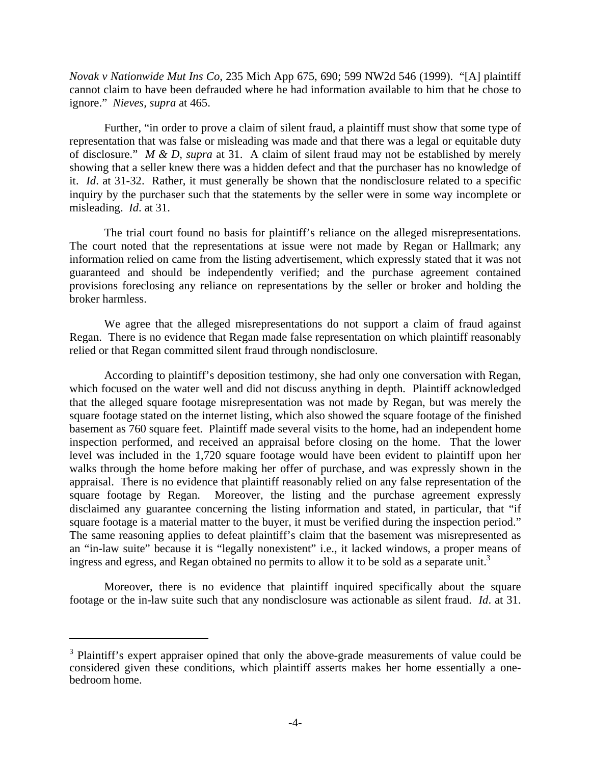*Novak v Nationwide Mut Ins Co*, 235 Mich App 675, 690; 599 NW2d 546 (1999). "[A] plaintiff cannot claim to have been defrauded where he had information available to him that he chose to ignore." *Nieves, supra* at 465.

Further, "in order to prove a claim of silent fraud, a plaintiff must show that some type of representation that was false or misleading was made and that there was a legal or equitable duty of disclosure." *M & D, supra* at 31. A claim of silent fraud may not be established by merely showing that a seller knew there was a hidden defect and that the purchaser has no knowledge of it. *Id*. at 31-32. Rather, it must generally be shown that the nondisclosure related to a specific inquiry by the purchaser such that the statements by the seller were in some way incomplete or misleading. *Id*. at 31.

The trial court found no basis for plaintiff's reliance on the alleged misrepresentations. The court noted that the representations at issue were not made by Regan or Hallmark; any information relied on came from the listing advertisement, which expressly stated that it was not guaranteed and should be independently verified; and the purchase agreement contained provisions foreclosing any reliance on representations by the seller or broker and holding the broker harmless.

We agree that the alleged misrepresentations do not support a claim of fraud against Regan. There is no evidence that Regan made false representation on which plaintiff reasonably relied or that Regan committed silent fraud through nondisclosure.

According to plaintiff's deposition testimony, she had only one conversation with Regan, which focused on the water well and did not discuss anything in depth. Plaintiff acknowledged that the alleged square footage misrepresentation was not made by Regan, but was merely the square footage stated on the internet listing, which also showed the square footage of the finished basement as 760 square feet. Plaintiff made several visits to the home, had an independent home inspection performed, and received an appraisal before closing on the home. That the lower level was included in the 1,720 square footage would have been evident to plaintiff upon her walks through the home before making her offer of purchase, and was expressly shown in the appraisal. There is no evidence that plaintiff reasonably relied on any false representation of the square footage by Regan. Moreover, the listing and the purchase agreement expressly disclaimed any guarantee concerning the listing information and stated, in particular, that "if square footage is a material matter to the buyer, it must be verified during the inspection period." The same reasoning applies to defeat plaintiff's claim that the basement was misrepresented as an "in-law suite" because it is "legally nonexistent" i.e., it lacked windows, a proper means of ingress and egress, and Regan obtained no permits to allow it to be sold as a separate unit.[3]

Moreover, there is no evidence that plaintiff inquired specifically about the square footage or the in-law suite such that any nondisclosure was actionable as silent fraud. *Id*. at 31.

---

[3] Plaintiff's expert appraiser opined that only the above-grade measurements of value could be considered given these conditions, which plaintiff asserts makes her home essentially a one-bedroom home.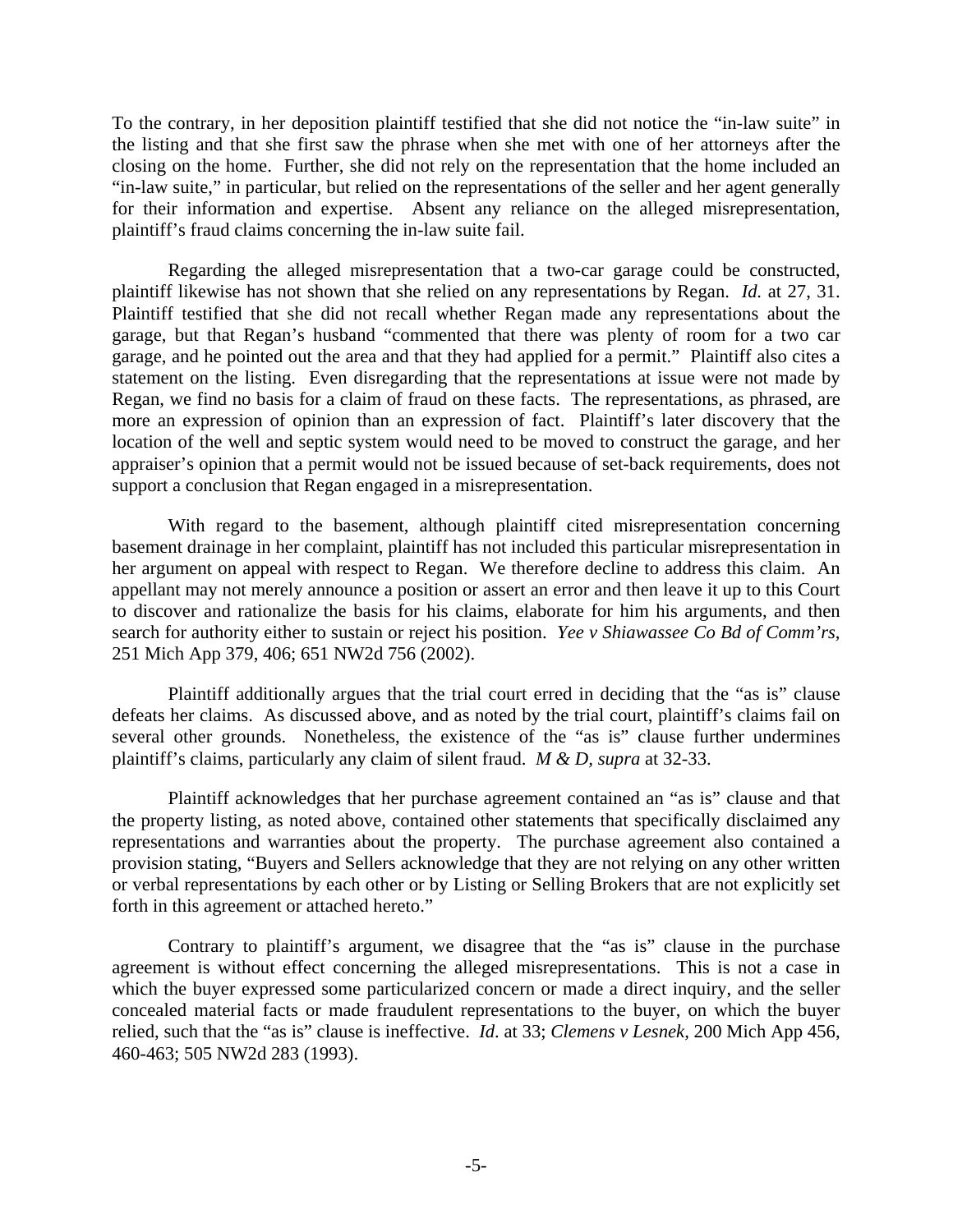To the contrary, in her deposition plaintiff testified that she did not notice the "in-law suite" in the listing and that she first saw the phrase when she met with one of her attorneys after the closing on the home. Further, she did not rely on the representation that the home included an "in-law suite," in particular, but relied on the representations of the seller and her agent generally for their information and expertise. Absent any reliance on the alleged misrepresentation, plaintiff's fraud claims concerning the in-law suite fail.

Regarding the alleged misrepresentation that a two-car garage could be constructed, plaintiff likewise has not shown that she relied on any representations by Regan. *Id.* at 27, 31. Plaintiff testified that she did not recall whether Regan made any representations about the garage, but that Regan's husband "commented that there was plenty of room for a two car garage, and he pointed out the area and that they had applied for a permit." Plaintiff also cites a statement on the listing. Even disregarding that the representations at issue were not made by Regan, we find no basis for a claim of fraud on these facts. The representations, as phrased, are more an expression of opinion than an expression of fact. Plaintiff's later discovery that the location of the well and septic system would need to be moved to construct the garage, and her appraiser's opinion that a permit would not be issued because of set-back requirements, does not support a conclusion that Regan engaged in a misrepresentation.

With regard to the basement, although plaintiff cited misrepresentation concerning basement drainage in her complaint, plaintiff has not included this particular misrepresentation in her argument on appeal with respect to Regan. We therefore decline to address this claim. An appellant may not merely announce a position or assert an error and then leave it up to this Court to discover and rationalize the basis for his claims, elaborate for him his arguments, and then search for authority either to sustain or reject his position. *Yee v Shiawassee Co Bd of Comm'rs*, 251 Mich App 379, 406; 651 NW2d 756 (2002).

Plaintiff additionally argues that the trial court erred in deciding that the "as is" clause defeats her claims. As discussed above, and as noted by the trial court, plaintiff's claims fail on several other grounds. Nonetheless, the existence of the "as is" clause further undermines plaintiff's claims, particularly any claim of silent fraud. *M & D, supra* at 32-33.

Plaintiff acknowledges that her purchase agreement contained an "as is" clause and that the property listing, as noted above, contained other statements that specifically disclaimed any representations and warranties about the property. The purchase agreement also contained a provision stating, "Buyers and Sellers acknowledge that they are not relying on any other written or verbal representations by each other or by Listing or Selling Brokers that are not explicitly set forth in this agreement or attached hereto."

Contrary to plaintiff's argument, we disagree that the "as is" clause in the purchase agreement is without effect concerning the alleged misrepresentations. This is not a case in which the buyer expressed some particularized concern or made a direct inquiry, and the seller concealed material facts or made fraudulent representations to the buyer, on which the buyer relied, such that the "as is" clause is ineffective. *Id*. at 33; *Clemens v Lesnek*, 200 Mich App 456, 460-463; 505 NW2d 283 (1993).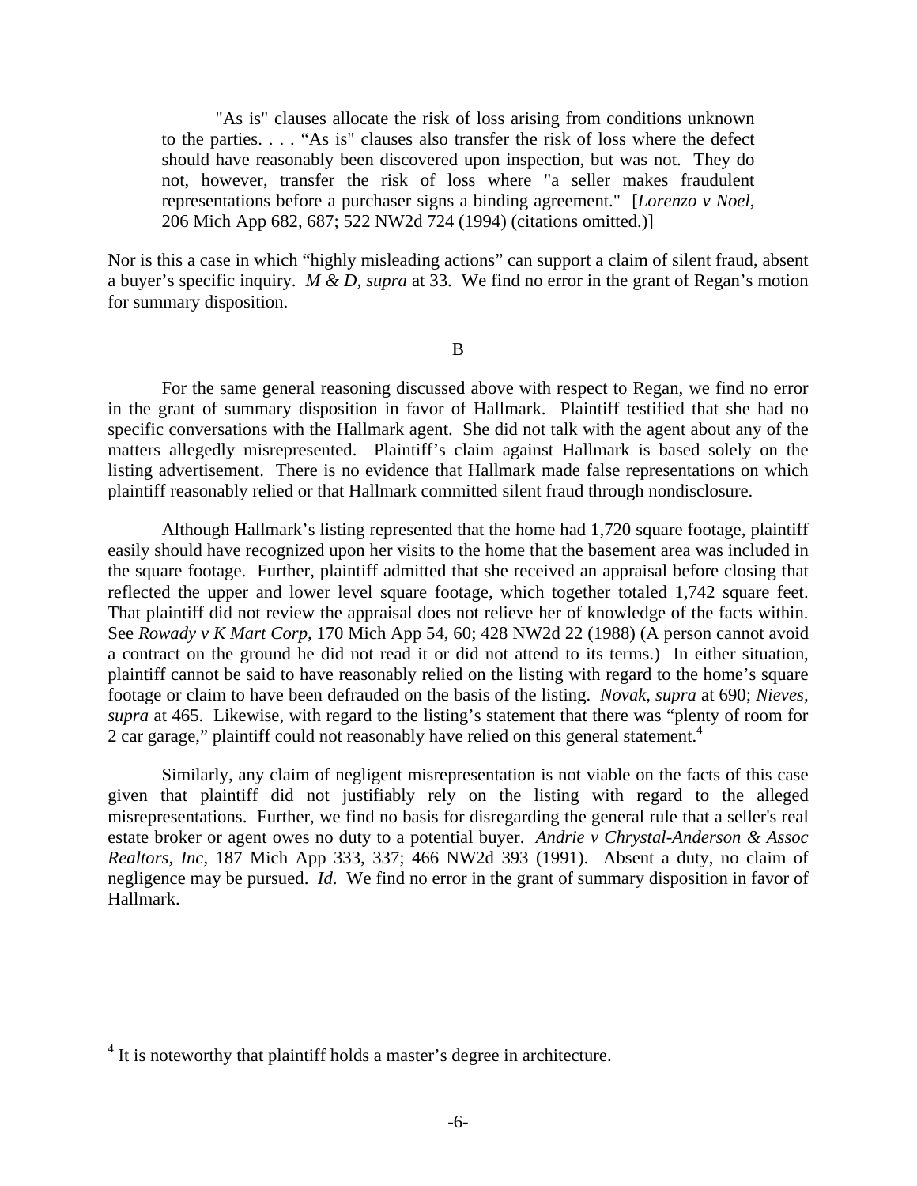> "As is" clauses allocate the risk of loss arising from conditions unknown to the parties. . . . "As is" clauses also transfer the risk of loss where the defect should have reasonably been discovered upon inspection, but was not. They do not, however, transfer the risk of loss where "a seller makes fraudulent representations before a purchaser signs a binding agreement." [*Lorenzo v Noel*, 206 Mich App 682, 687; 522 NW2d 724 (1994) (citations omitted.)]

Nor is this a case in which "highly misleading actions" can support a claim of silent fraud, absent a buyer's specific inquiry. *M & D, supra* at 33. We find no error in the grant of Regan's motion for summary disposition.

B

For the same general reasoning discussed above with respect to Regan, we find no error in the grant of summary disposition in favor of Hallmark. Plaintiff testified that she had no specific conversations with the Hallmark agent. She did not talk with the agent about any of the matters allegedly misrepresented. Plaintiff's claim against Hallmark is based solely on the listing advertisement. There is no evidence that Hallmark made false representations on which plaintiff reasonably relied or that Hallmark committed silent fraud through nondisclosure.

Although Hallmark's listing represented that the home had 1,720 square footage, plaintiff easily should have recognized upon her visits to the home that the basement area was included in the square footage. Further, plaintiff admitted that she received an appraisal before closing that reflected the upper and lower level square footage, which together totaled 1,742 square feet. That plaintiff did not review the appraisal does not relieve her of knowledge of the facts within. See *Rowady v K Mart Corp*, 170 Mich App 54, 60; 428 NW2d 22 (1988) (A person cannot avoid a contract on the ground he did not read it or did not attend to its terms.) In either situation, plaintiff cannot be said to have reasonably relied on the listing with regard to the home's square footage or claim to have been defrauded on the basis of the listing. *Novak, supra* at 690; *Nieves, supra* at 465. Likewise, with regard to the listing's statement that there was "plenty of room for 2 car garage," plaintiff could not reasonably have relied on this general statement.[4]

Similarly, any claim of negligent misrepresentation is not viable on the facts of this case given that plaintiff did not justifiably rely on the listing with regard to the alleged misrepresentations. Further, we find no basis for disregarding the general rule that a seller's real estate broker or agent owes no duty to a potential buyer. *Andrie v Chrystal-Anderson & Assoc Realtors, Inc*, 187 Mich App 333, 337; 466 NW2d 393 (1991). Absent a duty, no claim of negligence may be pursued. *Id.* We find no error in the grant of summary disposition in favor of Hallmark.

---

[4] It is noteworthy that plaintiff holds a master's degree in architecture.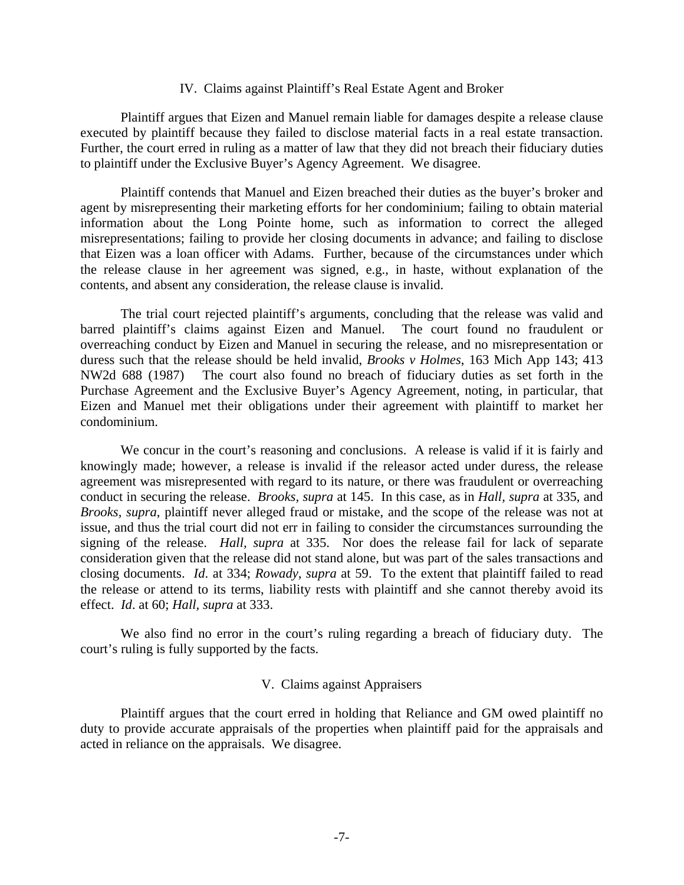## IV. Claims against Plaintiff's Real Estate Agent and Broker

Plaintiff argues that Eizen and Manuel remain liable for damages despite a release clause executed by plaintiff because they failed to disclose material facts in a real estate transaction. Further, the court erred in ruling as a matter of law that they did not breach their fiduciary duties to plaintiff under the Exclusive Buyer's Agency Agreement. We disagree.

Plaintiff contends that Manuel and Eizen breached their duties as the buyer's broker and agent by misrepresenting their marketing efforts for her condominium; failing to obtain material information about the Long Pointe home, such as information to correct the alleged misrepresentations; failing to provide her closing documents in advance; and failing to disclose that Eizen was a loan officer with Adams. Further, because of the circumstances under which the release clause in her agreement was signed, e.g., in haste, without explanation of the contents, and absent any consideration, the release clause is invalid.

The trial court rejected plaintiff's arguments, concluding that the release was valid and barred plaintiff's claims against Eizen and Manuel. The court found no fraudulent or overreaching conduct by Eizen and Manuel in securing the release, and no misrepresentation or duress such that the release should be held invalid, *Brooks v Holmes*, 163 Mich App 143; 413 NW2d 688 (1987) The court also found no breach of fiduciary duties as set forth in the Purchase Agreement and the Exclusive Buyer's Agency Agreement, noting, in particular, that Eizen and Manuel met their obligations under their agreement with plaintiff to market her condominium.

We concur in the court's reasoning and conclusions. A release is valid if it is fairly and knowingly made; however, a release is invalid if the releasor acted under duress, the release agreement was misrepresented with regard to its nature, or there was fraudulent or overreaching conduct in securing the release. *Brooks, supra* at 145. In this case, as in *Hall, supra* at 335, and *Brooks, supra*, plaintiff never alleged fraud or mistake, and the scope of the release was not at issue, and thus the trial court did not err in failing to consider the circumstances surrounding the signing of the release. *Hall, supra* at 335. Nor does the release fail for lack of separate consideration given that the release did not stand alone, but was part of the sales transactions and closing documents. *Id*. at 334; *Rowady, supra* at 59. To the extent that plaintiff failed to read the release or attend to its terms, liability rests with plaintiff and she cannot thereby avoid its effect. *Id*. at 60; *Hall, supra* at 333.

We also find no error in the court's ruling regarding a breach of fiduciary duty. The court's ruling is fully supported by the facts.

## V. Claims against Appraisers

Plaintiff argues that the court erred in holding that Reliance and GM owed plaintiff no duty to provide accurate appraisals of the properties when plaintiff paid for the appraisals and acted in reliance on the appraisals. We disagree.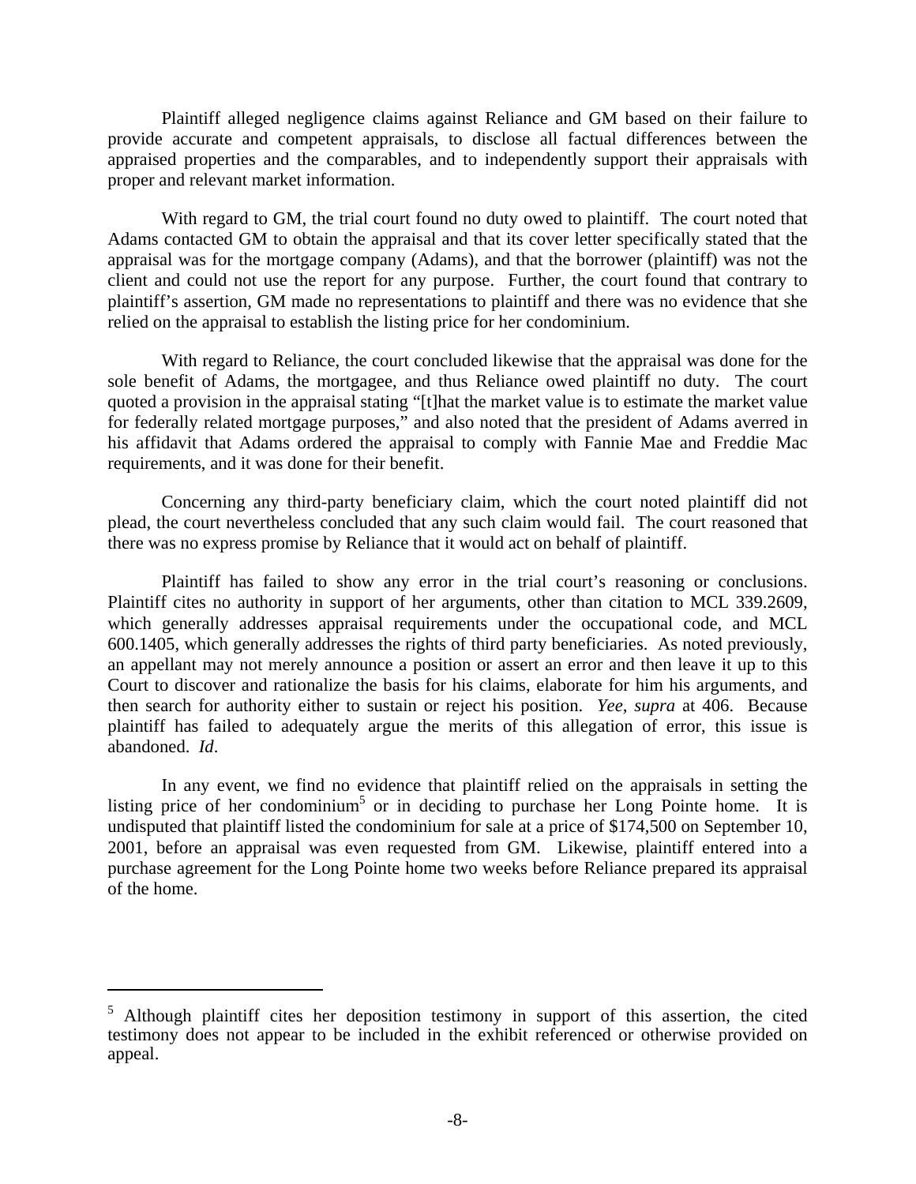Plaintiff alleged negligence claims against Reliance and GM based on their failure to provide accurate and competent appraisals, to disclose all factual differences between the appraised properties and the comparables, and to independently support their appraisals with proper and relevant market information.

With regard to GM, the trial court found no duty owed to plaintiff. The court noted that Adams contacted GM to obtain the appraisal and that its cover letter specifically stated that the appraisal was for the mortgage company (Adams), and that the borrower (plaintiff) was not the client and could not use the report for any purpose. Further, the court found that contrary to plaintiff's assertion, GM made no representations to plaintiff and there was no evidence that she relied on the appraisal to establish the listing price for her condominium.

With regard to Reliance, the court concluded likewise that the appraisal was done for the sole benefit of Adams, the mortgagee, and thus Reliance owed plaintiff no duty. The court quoted a provision in the appraisal stating "[t]hat the market value is to estimate the market value for federally related mortgage purposes," and also noted that the president of Adams averred in his affidavit that Adams ordered the appraisal to comply with Fannie Mae and Freddie Mac requirements, and it was done for their benefit.

Concerning any third-party beneficiary claim, which the court noted plaintiff did not plead, the court nevertheless concluded that any such claim would fail. The court reasoned that there was no express promise by Reliance that it would act on behalf of plaintiff.

Plaintiff has failed to show any error in the trial court's reasoning or conclusions. Plaintiff cites no authority in support of her arguments, other than citation to MCL 339.2609, which generally addresses appraisal requirements under the occupational code, and MCL 600.1405, which generally addresses the rights of third party beneficiaries. As noted previously, an appellant may not merely announce a position or assert an error and then leave it up to this Court to discover and rationalize the basis for his claims, elaborate for him his arguments, and then search for authority either to sustain or reject his position. *Yee, supra* at 406. Because plaintiff has failed to adequately argue the merits of this allegation of error, this issue is abandoned. *Id*.

In any event, we find no evidence that plaintiff relied on the appraisals in setting the listing price of her condominium[5] or in deciding to purchase her Long Pointe home. It is undisputed that plaintiff listed the condominium for sale at a price of $174,500 on September 10, 2001, before an appraisal was even requested from GM. Likewise, plaintiff entered into a purchase agreement for the Long Pointe home two weeks before Reliance prepared its appraisal of the home.

---

[5] Although plaintiff cites her deposition testimony in support of this assertion, the cited testimony does not appear to be included in the exhibit referenced or otherwise provided on appeal.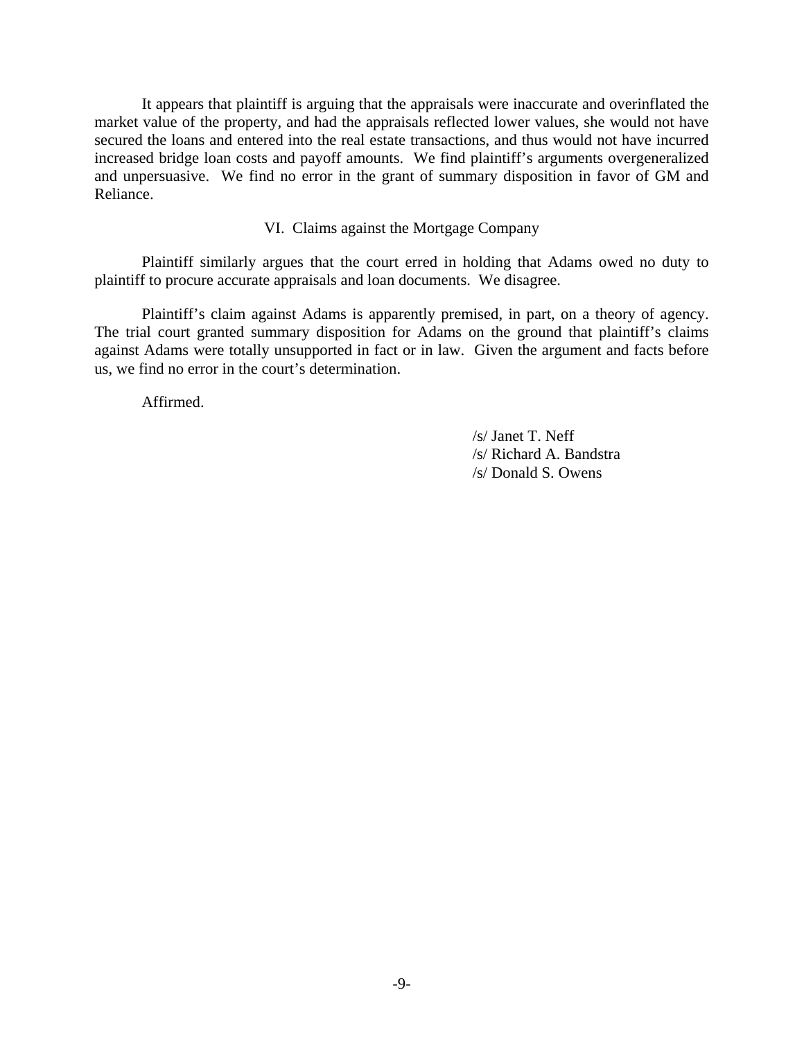It appears that plaintiff is arguing that the appraisals were inaccurate and overinflated the market value of the property, and had the appraisals reflected lower values, she would not have secured the loans and entered into the real estate transactions, and thus would not have incurred increased bridge loan costs and payoff amounts. We find plaintiff's arguments overgeneralized and unpersuasive. We find no error in the grant of summary disposition in favor of GM and Reliance.

## VI. Claims against the Mortgage Company

Plaintiff similarly argues that the court erred in holding that Adams owed no duty to plaintiff to procure accurate appraisals and loan documents. We disagree.

Plaintiff's claim against Adams is apparently premised, in part, on a theory of agency. The trial court granted summary disposition for Adams on the ground that plaintiff's claims against Adams were totally unsupported in fact or in law. Given the argument and facts before us, we find no error in the court's determination.

Affirmed.

/s/ Janet T. Neff
/s/ Richard A. Bandstra
/s/ Donald S. Owens